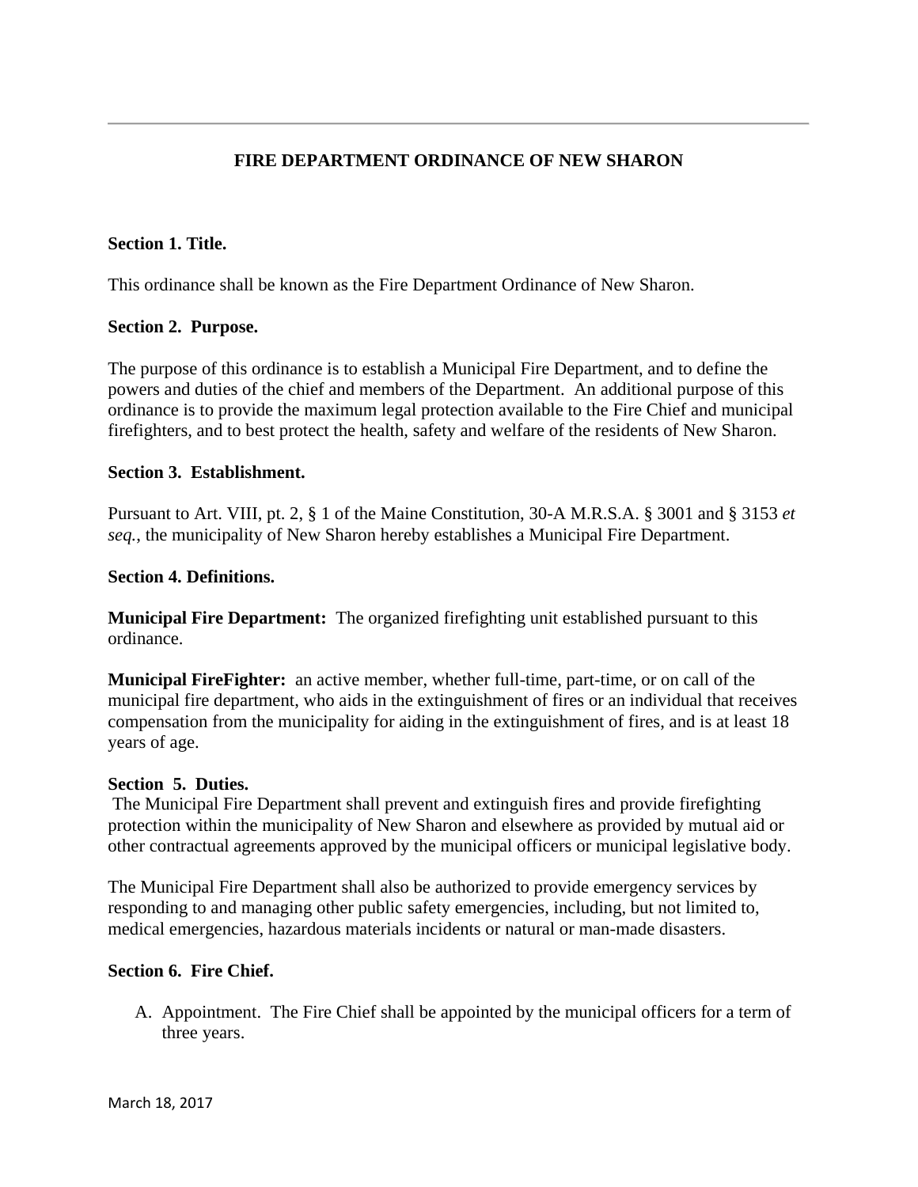# FIRE DEPARTMENT ORDINANCE OF NEW SHARON

**Section 1. Title.**

This ordinance shall be known as the Fire Department Ordinance of New Sharon.

**Section 2. Purpose.**

The purpose of this ordinance is to establish a Municipal Fire Department, and to define the powers and duties of the chief and members of the Department. An additional purpose of this ordinance is to provide the maximum legal protection available to the Fire Chief and municipal firefighters, and to best protect the health, safety and welfare of the residents of New Sharon.

**Section 3. Establishment.**

Pursuant to Art. VIII, pt. 2, § 1 of the Maine Constitution, 30-A M.R.S.A. § 3001 and § 3153 *et seq.*, the municipality of New Sharon hereby establishes a Municipal Fire Department.

**Section 4. Definitions.**

**Municipal Fire Department:** The organized firefighting unit established pursuant to this ordinance.

**Municipal FireFighter:** an active member, whether full-time, part-time, or on call of the municipal fire department, who aids in the extinguishment of fires or an individual that receives compensation from the municipality for aiding in the extinguishment of fires, and is at least 18 years of age.

**Section 5. Duties.**

The Municipal Fire Department shall prevent and extinguish fires and provide firefighting protection within the municipality of New Sharon and elsewhere as provided by mutual aid or other contractual agreements approved by the municipal officers or municipal legislative body.

The Municipal Fire Department shall also be authorized to provide emergency services by responding to and managing other public safety emergencies, including, but not limited to, medical emergencies, hazardous materials incidents or natural or man-made disasters.

**Section 6. Fire Chief.**

A. Appointment. The Fire Chief shall be appointed by the municipal officers for a term of three years.

March 18, 2017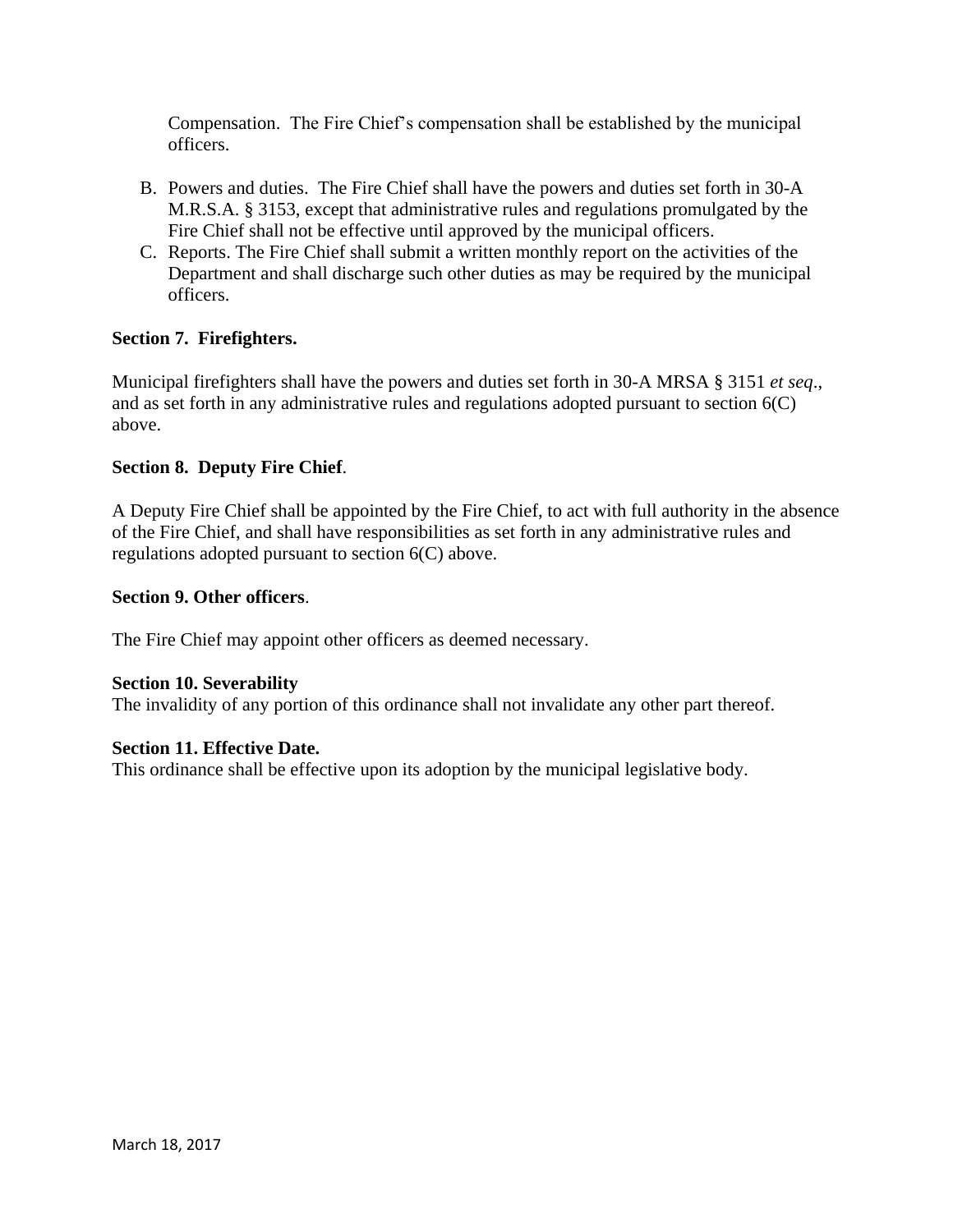Compensation. The Fire Chief's compensation shall be established by the municipal officers.

B. Powers and duties. The Fire Chief shall have the powers and duties set forth in 30-A M.R.S.A. § 3153, except that administrative rules and regulations promulgated by the Fire Chief shall not be effective until approved by the municipal officers.
C. Reports. The Fire Chief shall submit a written monthly report on the activities of the Department and shall discharge such other duties as may be required by the municipal officers.

**Section 7. Firefighters.**

Municipal firefighters shall have the powers and duties set forth in 30-A MRSA § 3151 *et seq*., and as set forth in any administrative rules and regulations adopted pursuant to section 6(C) above.

**Section 8. Deputy Fire Chief**.

A Deputy Fire Chief shall be appointed by the Fire Chief, to act with full authority in the absence of the Fire Chief, and shall have responsibilities as set forth in any administrative rules and regulations adopted pursuant to section 6(C) above.

**Section 9. Other officers**.

The Fire Chief may appoint other officers as deemed necessary.

**Section 10. Severability**

The invalidity of any portion of this ordinance shall not invalidate any other part thereof.

**Section 11. Effective Date.**

This ordinance shall be effective upon its adoption by the municipal legislative body.

March 18, 2017